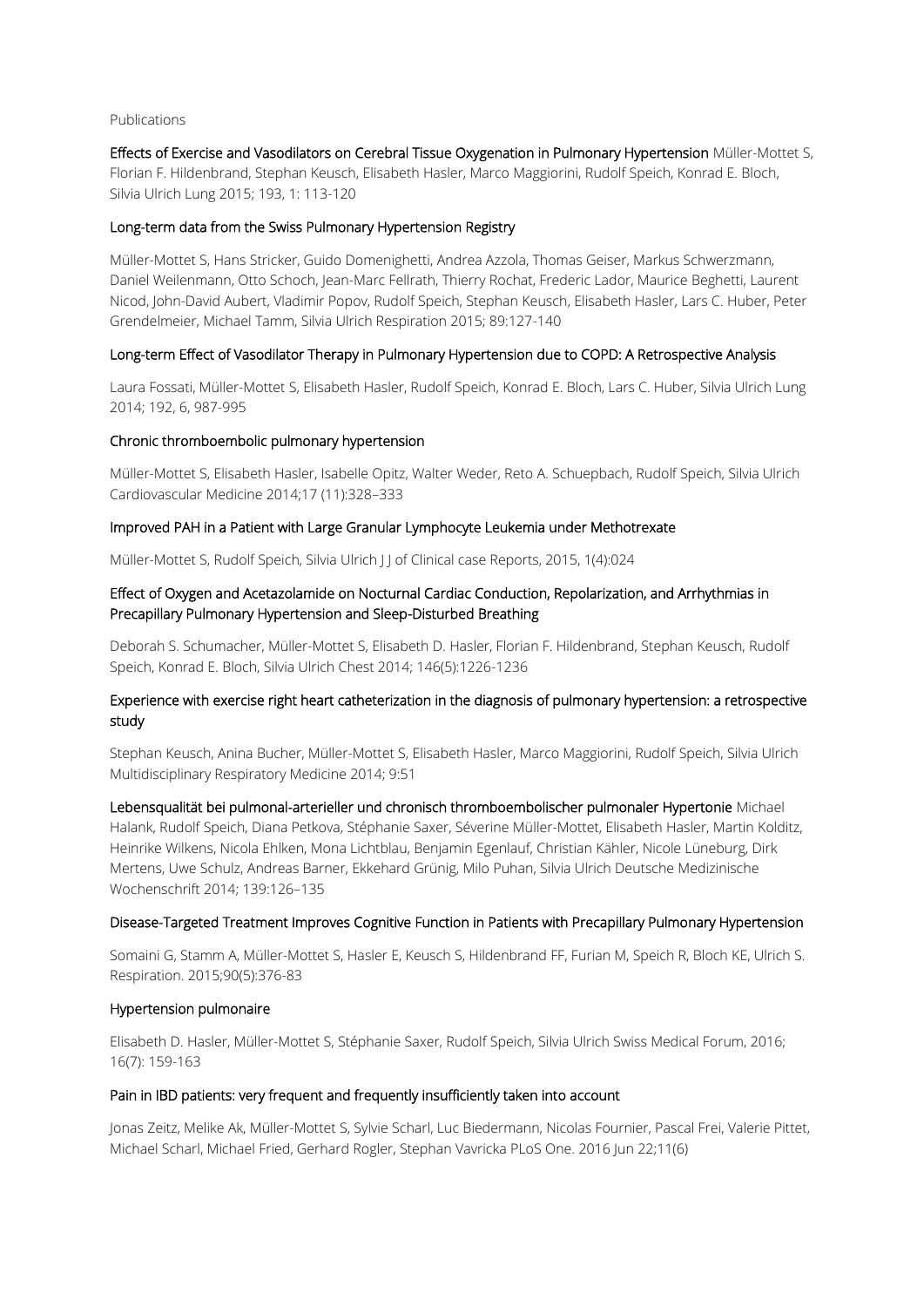Publications

**Effects of Exercise and Vasodilators on Cerebral Tissue Oxygenation in Pulmonary Hypertension** Müller-Mottet S, Florian F. Hildenbrand, Stephan Keusch, Elisabeth Hasler, Marco Maggiorini, Rudolf Speich, Konrad E. Bloch, Silvia Ulrich Lung 2015; 193, 1: 113-120

**Long-term data from the Swiss Pulmonary Hypertension Registry**

Müller-Mottet S, Hans Stricker, Guido Domenighetti, Andrea Azzola, Thomas Geiser, Markus Schwerzmann, Daniel Weilenmann, Otto Schoch, Jean-Marc Fellrath, Thierry Rochat, Frederic Lador, Maurice Beghetti, Laurent Nicod, John-David Aubert, Vladimir Popov, Rudolf Speich, Stephan Keusch, Elisabeth Hasler, Lars C. Huber, Peter Grendelmeier, Michael Tamm, Silvia Ulrich Respiration 2015; 89:127-140

**Long-term Effect of Vasodilator Therapy in Pulmonary Hypertension due to COPD: A Retrospective Analysis**

Laura Fossati, Müller-Mottet S, Elisabeth Hasler, Rudolf Speich, Konrad E. Bloch, Lars C. Huber, Silvia Ulrich Lung 2014; 192, 6, 987-995

**Chronic thromboembolic pulmonary hypertension**

Müller-Mottet S, Elisabeth Hasler, Isabelle Opitz, Walter Weder, Reto A. Schuepbach, Rudolf Speich, Silvia Ulrich Cardiovascular Medicine 2014;17 (11):328–333

**Improved PAH in a Patient with Large Granular Lymphocyte Leukemia under Methotrexate**

Müller-Mottet S, Rudolf Speich, Silvia Ulrich J J of Clinical case Reports, 2015, 1(4):024

**Effect of Oxygen and Acetazolamide on Nocturnal Cardiac Conduction, Repolarization, and Arrhythmias in Precapillary Pulmonary Hypertension and Sleep-Disturbed Breathing**

Deborah S. Schumacher, Müller-Mottet S, Elisabeth D. Hasler, Florian F. Hildenbrand, Stephan Keusch, Rudolf Speich, Konrad E. Bloch, Silvia Ulrich Chest 2014; 146(5):1226-1236

**Experience with exercise right heart catheterization in the diagnosis of pulmonary hypertension: a retrospective study**

Stephan Keusch, Anina Bucher, Müller-Mottet S, Elisabeth Hasler, Marco Maggiorini, Rudolf Speich, Silvia Ulrich Multidisciplinary Respiratory Medicine 2014; 9:51

**Lebensqualität bei pulmonal-arterieller und chronisch thromboembolischer pulmonaler Hypertonie** Michael Halank, Rudolf Speich, Diana Petkova, Stéphanie Saxer, Séverine Müller-Mottet, Elisabeth Hasler, Martin Kolditz, Heinrike Wilkens, Nicola Ehlken, Mona Lichtblau, Benjamin Egenlauf, Christian Kähler, Nicole Lüneburg, Dirk Mertens, Uwe Schulz, Andreas Barner, Ekkehard Grünig, Milo Puhan, Silvia Ulrich Deutsche Medizinische Wochenschrift 2014; 139:126–135

**Disease-Targeted Treatment Improves Cognitive Function in Patients with Precapillary Pulmonary Hypertension**

Somaini G, Stamm A, Müller-Mottet S, Hasler E, Keusch S, Hildenbrand FF, Furian M, Speich R, Bloch KE, Ulrich S. Respiration. 2015;90(5):376-83

**Hypertension pulmonaire**

Elisabeth D. Hasler, Müller-Mottet S, Stéphanie Saxer, Rudolf Speich, Silvia Ulrich Swiss Medical Forum, 2016; 16(7): 159-163

**Pain in IBD patients: very frequent and frequently insufficiently taken into account**

Jonas Zeitz, Melike Ak, Müller-Mottet S, Sylvie Scharl, Luc Biedermann, Nicolas Fournier, Pascal Frei, Valerie Pittet, Michael Scharl, Michael Fried, Gerhard Rogler, Stephan Vavricka PLoS One. 2016 Jun 22;11(6)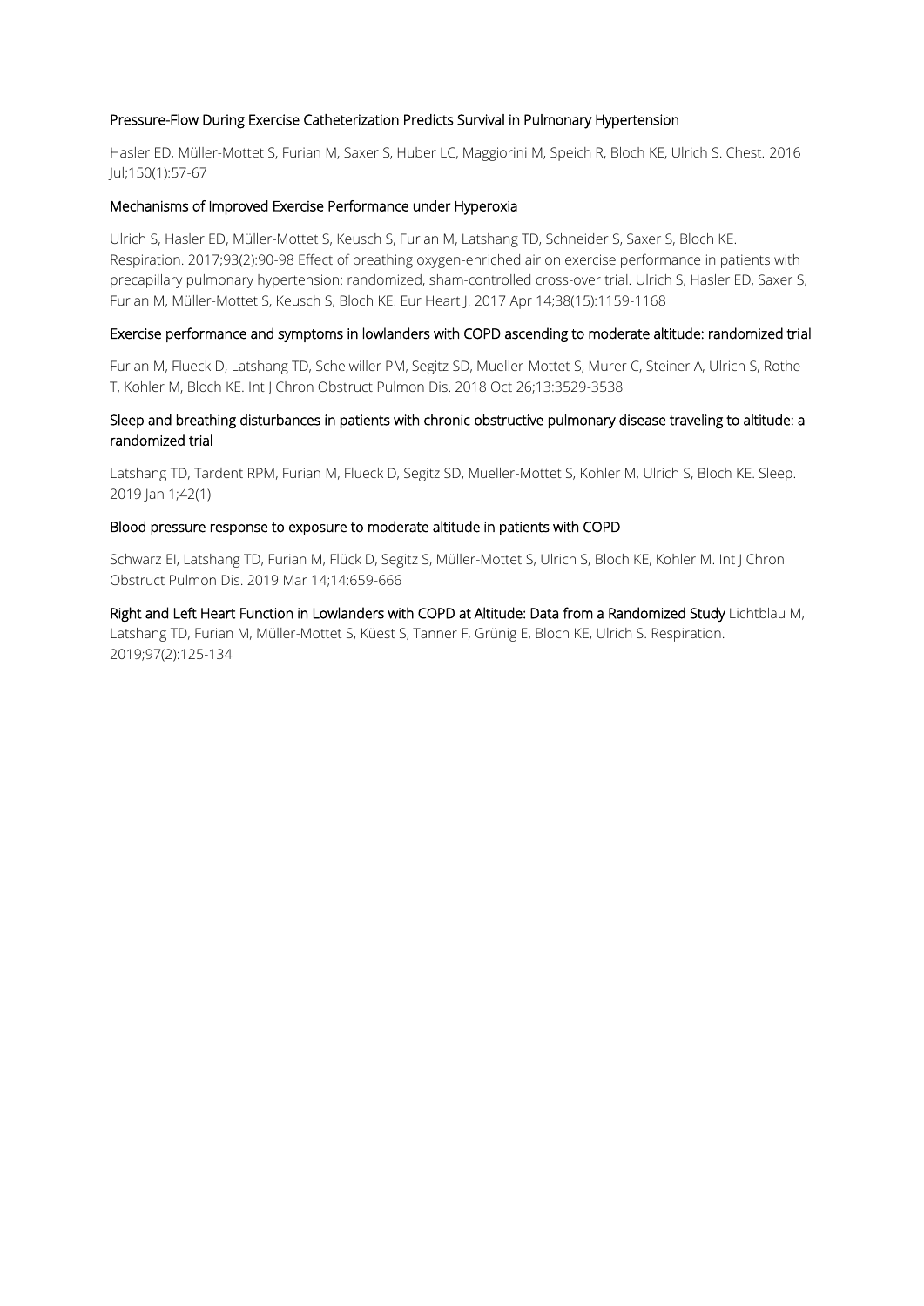Pressure-Flow During Exercise Catheterization Predicts Survival in Pulmonary Hypertension

Hasler ED, Müller-Mottet S, Furian M, Saxer S, Huber LC, Maggiorini M, Speich R, Bloch KE, Ulrich S. Chest. 2016 Jul;150(1):57-67

Mechanisms of Improved Exercise Performance under Hyperoxia

Ulrich S, Hasler ED, Müller-Mottet S, Keusch S, Furian M, Latshang TD, Schneider S, Saxer S, Bloch KE. Respiration. 2017;93(2):90-98 Effect of breathing oxygen-enriched air on exercise performance in patients with precapillary pulmonary hypertension: randomized, sham-controlled cross-over trial. Ulrich S, Hasler ED, Saxer S, Furian M, Müller-Mottet S, Keusch S, Bloch KE. Eur Heart J. 2017 Apr 14;38(15):1159-1168

Exercise performance and symptoms in lowlanders with COPD ascending to moderate altitude: randomized trial

Furian M, Flueck D, Latshang TD, Scheiwiller PM, Segitz SD, Mueller-Mottet S, Murer C, Steiner A, Ulrich S, Rothe T, Kohler M, Bloch KE. Int J Chron Obstruct Pulmon Dis. 2018 Oct 26;13:3529-3538

Sleep and breathing disturbances in patients with chronic obstructive pulmonary disease traveling to altitude: a randomized trial

Latshang TD, Tardent RPM, Furian M, Flueck D, Segitz SD, Mueller-Mottet S, Kohler M, Ulrich S, Bloch KE. Sleep. 2019 Jan 1;42(1)

Blood pressure response to exposure to moderate altitude in patients with COPD

Schwarz EI, Latshang TD, Furian M, Flück D, Segitz S, Müller-Mottet S, Ulrich S, Bloch KE, Kohler M. Int J Chron Obstruct Pulmon Dis. 2019 Mar 14;14:659-666

Right and Left Heart Function in Lowlanders with COPD at Altitude: Data from a Randomized Study Lichtblau M, Latshang TD, Furian M, Müller-Mottet S, Küest S, Tanner F, Grünig E, Bloch KE, Ulrich S. Respiration. 2019;97(2):125-134